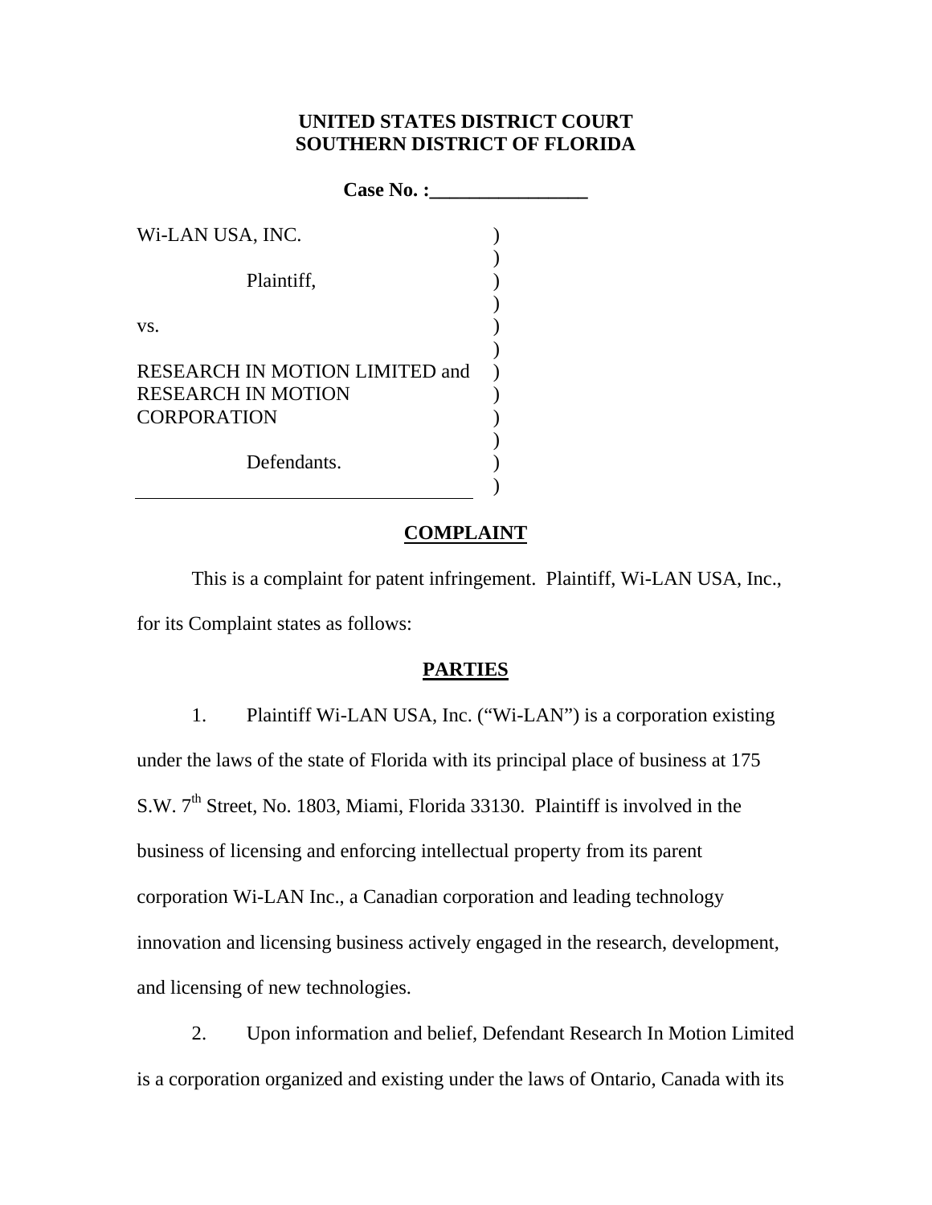**UNITED STATES DISTRICT COURT**
**SOUTHERN DISTRICT OF FLORIDA**

**Case No. :________________**

Wi-LAN USA, INC.

Plaintiff,

vs.

RESEARCH IN MOTION LIMITED and RESEARCH IN MOTION CORPORATION

Defendants.

## COMPLAINT

This is a complaint for patent infringement. Plaintiff, Wi-LAN USA, Inc., for its Complaint states as follows:

## PARTIES

1. Plaintiff Wi-LAN USA, Inc. ("Wi-LAN") is a corporation existing under the laws of the state of Florida with its principal place of business at 175 S.W. 7th Street, No. 1803, Miami, Florida 33130. Plaintiff is involved in the business of licensing and enforcing intellectual property from its parent corporation Wi-LAN Inc., a Canadian corporation and leading technology innovation and licensing business actively engaged in the research, development, and licensing of new technologies.

2. Upon information and belief, Defendant Research In Motion Limited is a corporation organized and existing under the laws of Ontario, Canada with its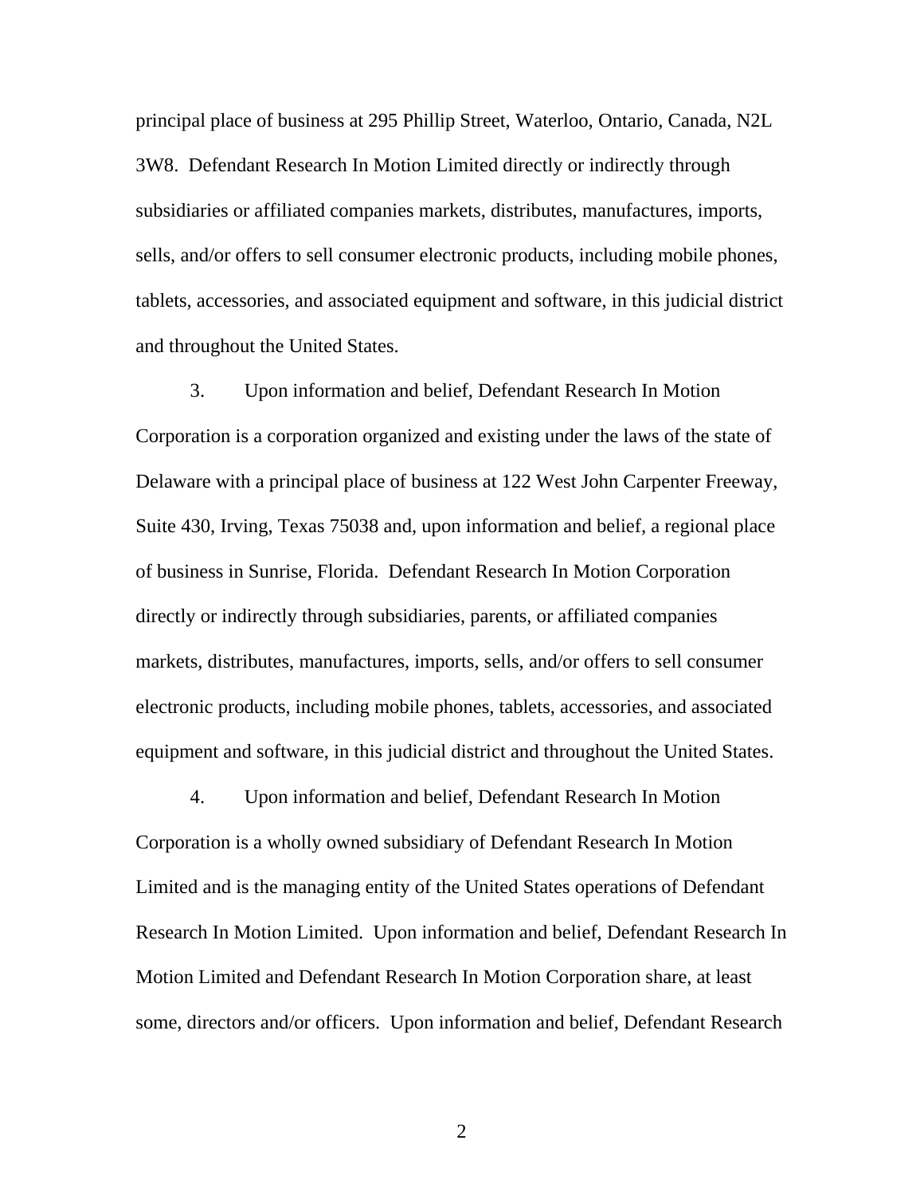principal place of business at 295 Phillip Street, Waterloo, Ontario, Canada, N2L 3W8. Defendant Research In Motion Limited directly or indirectly through subsidiaries or affiliated companies markets, distributes, manufactures, imports, sells, and/or offers to sell consumer electronic products, including mobile phones, tablets, accessories, and associated equipment and software, in this judicial district and throughout the United States.

3. Upon information and belief, Defendant Research In Motion Corporation is a corporation organized and existing under the laws of the state of Delaware with a principal place of business at 122 West John Carpenter Freeway, Suite 430, Irving, Texas 75038 and, upon information and belief, a regional place of business in Sunrise, Florida. Defendant Research In Motion Corporation directly or indirectly through subsidiaries, parents, or affiliated companies markets, distributes, manufactures, imports, sells, and/or offers to sell consumer electronic products, including mobile phones, tablets, accessories, and associated equipment and software, in this judicial district and throughout the United States.

4. Upon information and belief, Defendant Research In Motion Corporation is a wholly owned subsidiary of Defendant Research In Motion Limited and is the managing entity of the United States operations of Defendant Research In Motion Limited. Upon information and belief, Defendant Research In Motion Limited and Defendant Research In Motion Corporation share, at least some, directors and/or officers. Upon information and belief, Defendant Research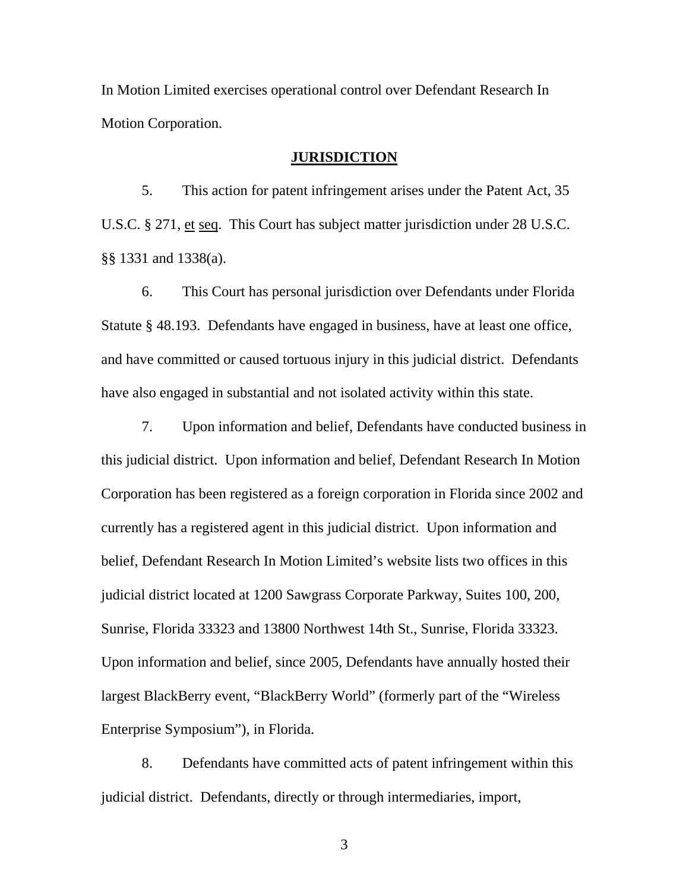In Motion Limited exercises operational control over Defendant Research In Motion Corporation.

## JURISDICTION

5. This action for patent infringement arises under the Patent Act, 35 U.S.C. § 271, et seq. This Court has subject matter jurisdiction under 28 U.S.C. §§ 1331 and 1338(a).

6. This Court has personal jurisdiction over Defendants under Florida Statute § 48.193. Defendants have engaged in business, have at least one office, and have committed or caused tortuous injury in this judicial district. Defendants have also engaged in substantial and not isolated activity within this state.

7. Upon information and belief, Defendants have conducted business in this judicial district. Upon information and belief, Defendant Research In Motion Corporation has been registered as a foreign corporation in Florida since 2002 and currently has a registered agent in this judicial district. Upon information and belief, Defendant Research In Motion Limited's website lists two offices in this judicial district located at 1200 Sawgrass Corporate Parkway, Suites 100, 200, Sunrise, Florida 33323 and 13800 Northwest 14th St., Sunrise, Florida 33323. Upon information and belief, since 2005, Defendants have annually hosted their largest BlackBerry event, "BlackBerry World" (formerly part of the "Wireless Enterprise Symposium"), in Florida.

8. Defendants have committed acts of patent infringement within this judicial district. Defendants, directly or through intermediaries, import,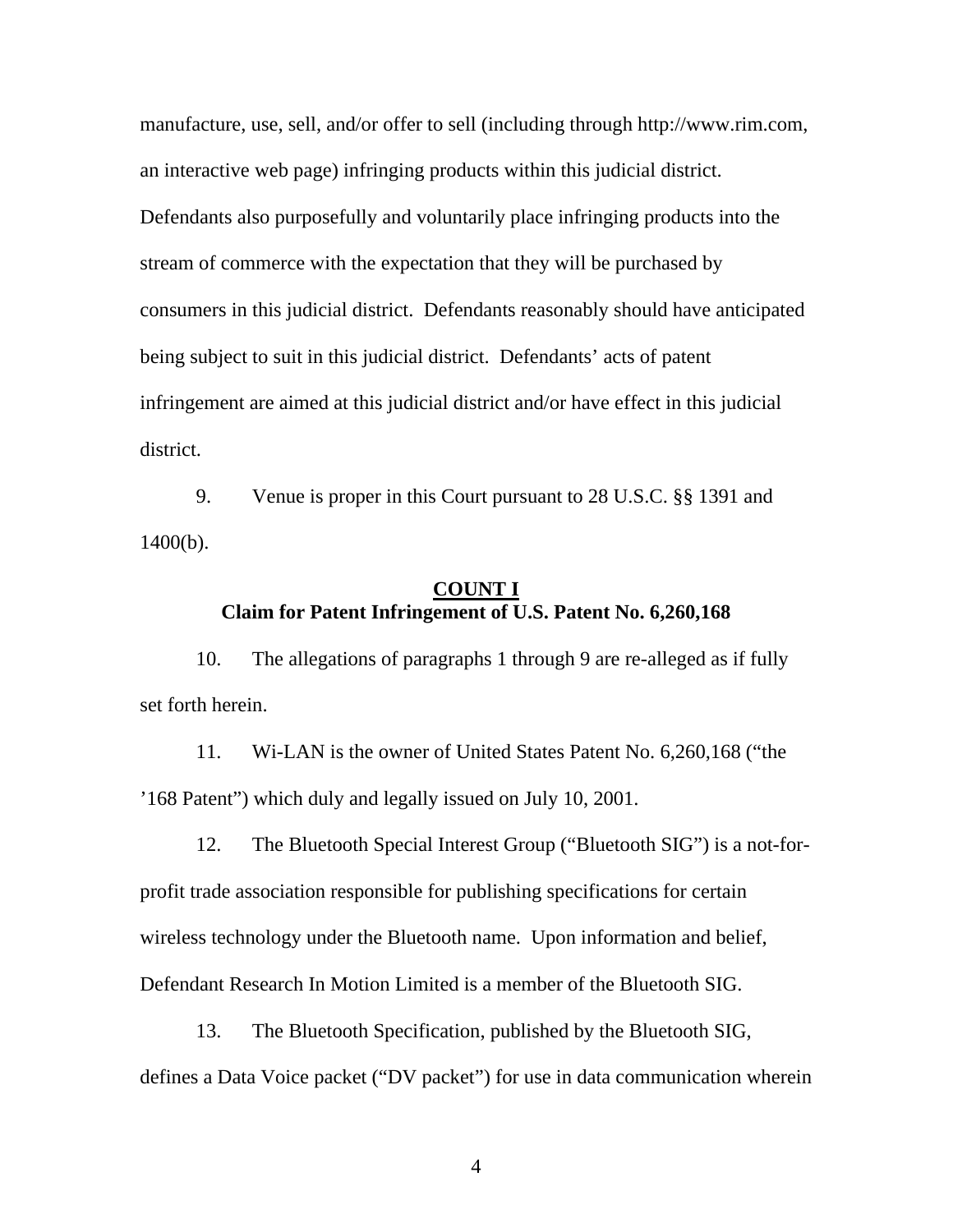manufacture, use, sell, and/or offer to sell (including through http://www.rim.com, an interactive web page) infringing products within this judicial district. Defendants also purposefully and voluntarily place infringing products into the stream of commerce with the expectation that they will be purchased by consumers in this judicial district. Defendants reasonably should have anticipated being subject to suit in this judicial district. Defendants' acts of patent infringement are aimed at this judicial district and/or have effect in this judicial district.

9. Venue is proper in this Court pursuant to 28 U.S.C. §§ 1391 and 1400(b).

**COUNT I**
**Claim for Patent Infringement of U.S. Patent No. 6,260,168**

10. The allegations of paragraphs 1 through 9 are re-alleged as if fully set forth herein.

11. Wi-LAN is the owner of United States Patent No. 6,260,168 ("the '168 Patent") which duly and legally issued on July 10, 2001.

12. The Bluetooth Special Interest Group ("Bluetooth SIG") is a not-for-profit trade association responsible for publishing specifications for certain wireless technology under the Bluetooth name. Upon information and belief, Defendant Research In Motion Limited is a member of the Bluetooth SIG.

13. The Bluetooth Specification, published by the Bluetooth SIG, defines a Data Voice packet ("DV packet") for use in data communication wherein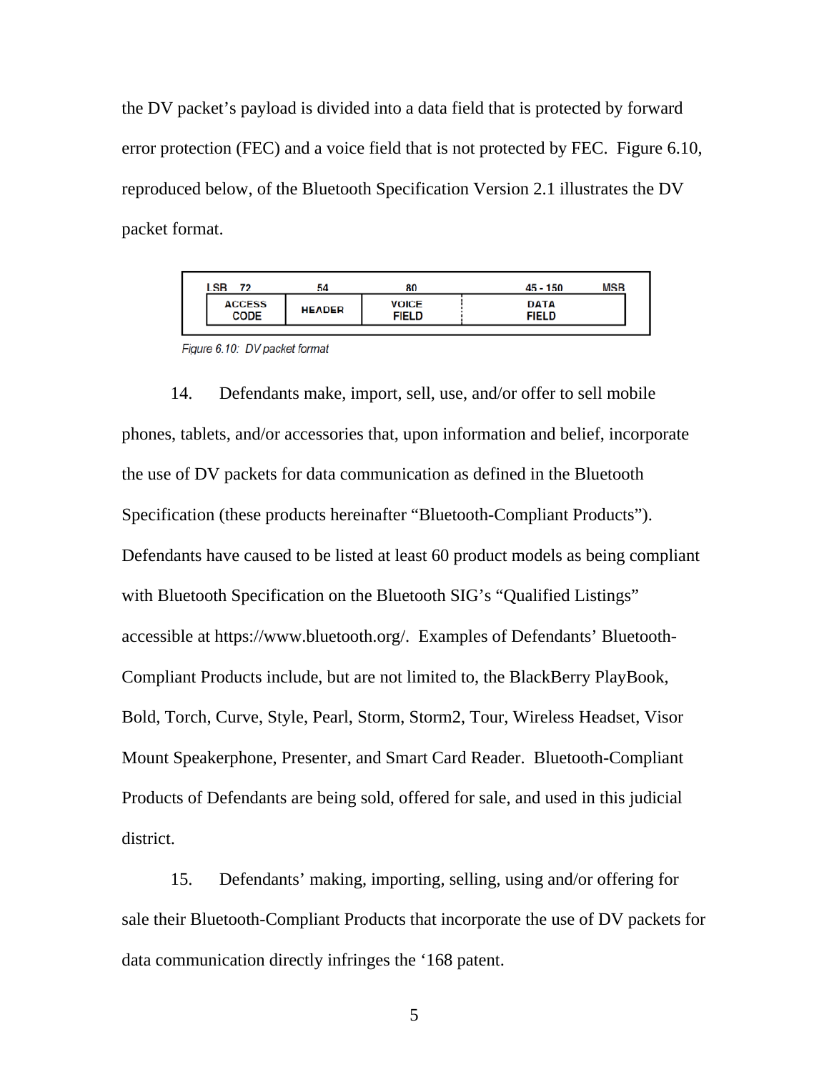the DV packet's payload is divided into a data field that is protected by forward error protection (FEC) and a voice field that is not protected by FEC. Figure 6.10, reproduced below, of the Bluetooth Specification Version 2.1 illustrates the DV packet format.

| LSB 72 | 54 | 80 | 45 - 150 MSB |
|---|---|---|---|
| ACCESS CODE | HEADER | VOICE FIELD | DATA FIELD |

Figure 6.10: DV packet format

14. Defendants make, import, sell, use, and/or offer to sell mobile phones, tablets, and/or accessories that, upon information and belief, incorporate the use of DV packets for data communication as defined in the Bluetooth Specification (these products hereinafter "Bluetooth-Compliant Products"). Defendants have caused to be listed at least 60 product models as being compliant with Bluetooth Specification on the Bluetooth SIG's "Qualified Listings" accessible at https://www.bluetooth.org/. Examples of Defendants' Bluetooth-Compliant Products include, but are not limited to, the BlackBerry PlayBook, Bold, Torch, Curve, Style, Pearl, Storm, Storm2, Tour, Wireless Headset, Visor Mount Speakerphone, Presenter, and Smart Card Reader. Bluetooth-Compliant Products of Defendants are being sold, offered for sale, and used in this judicial district.

15. Defendants' making, importing, selling, using and/or offering for sale their Bluetooth-Compliant Products that incorporate the use of DV packets for data communication directly infringes the '168 patent.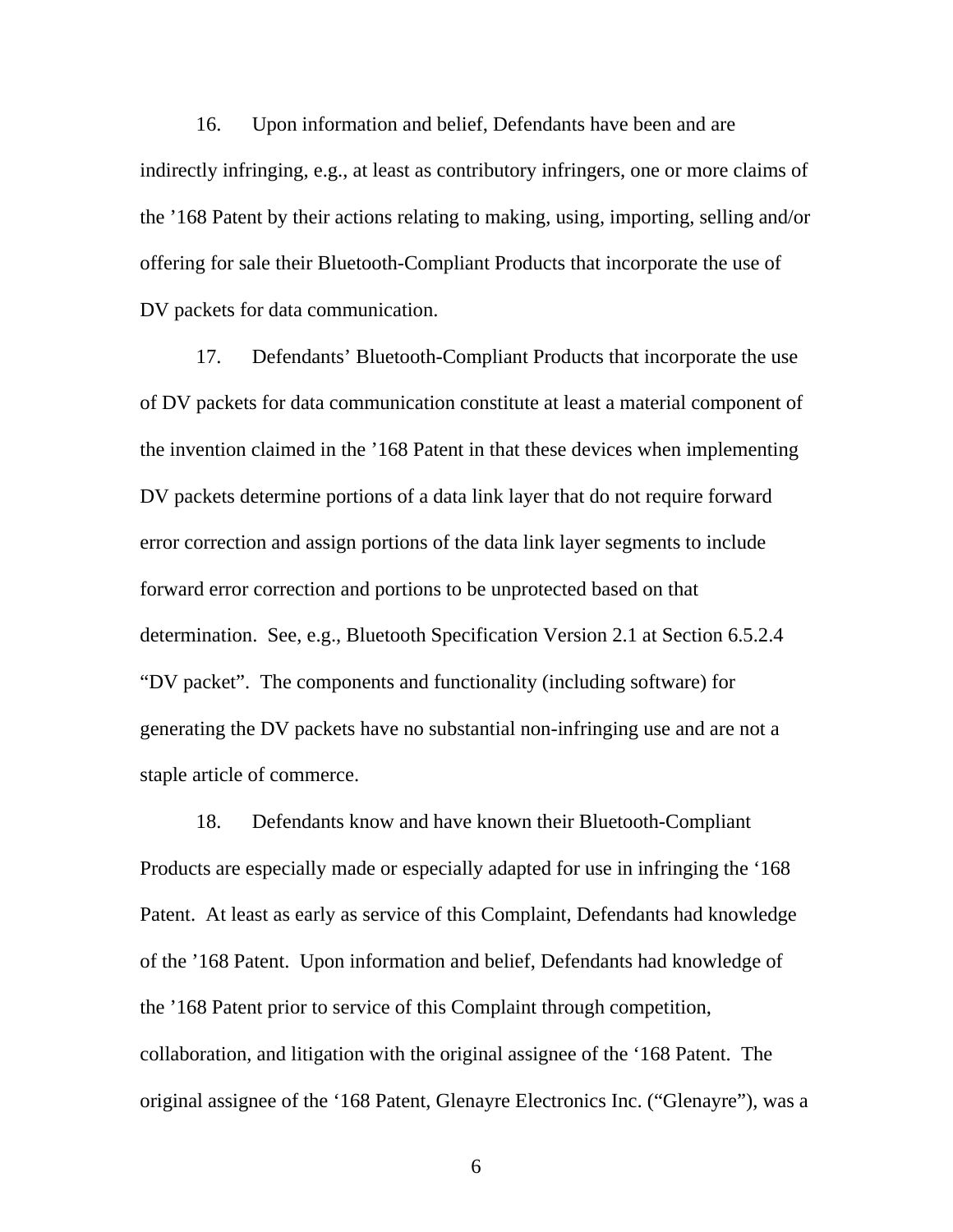16. Upon information and belief, Defendants have been and are indirectly infringing, e.g., at least as contributory infringers, one or more claims of the ’168 Patent by their actions relating to making, using, importing, selling and/or offering for sale their Bluetooth-Compliant Products that incorporate the use of DV packets for data communication.

17. Defendants’ Bluetooth-Compliant Products that incorporate the use of DV packets for data communication constitute at least a material component of the invention claimed in the ’168 Patent in that these devices when implementing DV packets determine portions of a data link layer that do not require forward error correction and assign portions of the data link layer segments to include forward error correction and portions to be unprotected based on that determination. See, e.g., Bluetooth Specification Version 2.1 at Section 6.5.2.4 “DV packet”. The components and functionality (including software) for generating the DV packets have no substantial non-infringing use and are not a staple article of commerce.

18. Defendants know and have known their Bluetooth-Compliant Products are especially made or especially adapted for use in infringing the ‘168 Patent. At least as early as service of this Complaint, Defendants had knowledge of the ’168 Patent. Upon information and belief, Defendants had knowledge of the ’168 Patent prior to service of this Complaint through competition, collaboration, and litigation with the original assignee of the ‘168 Patent. The original assignee of the ‘168 Patent, Glenayre Electronics Inc. (“Glenayre”), was a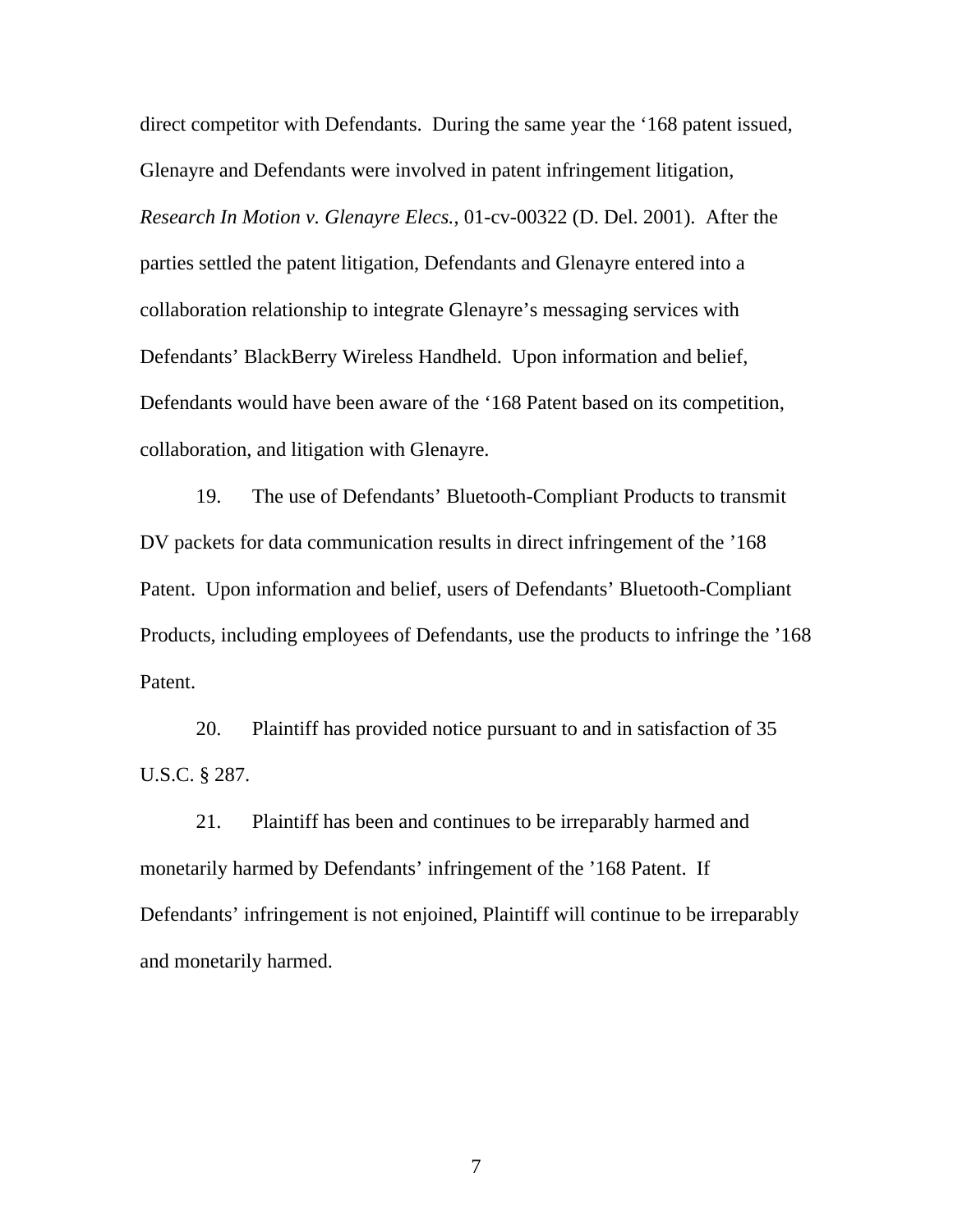direct competitor with Defendants. During the same year the ‘168 patent issued, Glenayre and Defendants were involved in patent infringement litigation, *Research In Motion v. Glenayre Elecs.*, 01-cv-00322 (D. Del. 2001). After the parties settled the patent litigation, Defendants and Glenayre entered into a collaboration relationship to integrate Glenayre’s messaging services with Defendants’ BlackBerry Wireless Handheld. Upon information and belief, Defendants would have been aware of the ‘168 Patent based on its competition, collaboration, and litigation with Glenayre.

19. The use of Defendants’ Bluetooth-Compliant Products to transmit DV packets for data communication results in direct infringement of the ’168 Patent. Upon information and belief, users of Defendants’ Bluetooth-Compliant Products, including employees of Defendants, use the products to infringe the ’168 Patent.

20. Plaintiff has provided notice pursuant to and in satisfaction of 35 U.S.C. § 287.

21. Plaintiff has been and continues to be irreparably harmed and monetarily harmed by Defendants’ infringement of the ’168 Patent. If Defendants’ infringement is not enjoined, Plaintiff will continue to be irreparably and monetarily harmed.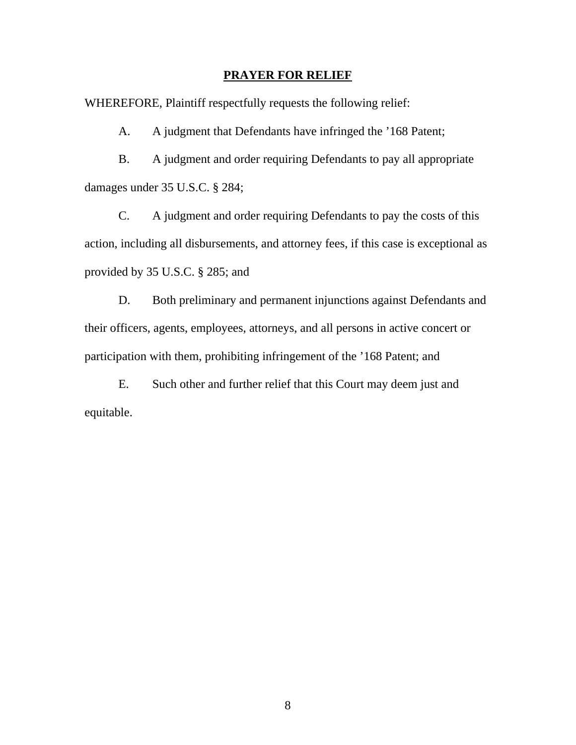## PRAYER FOR RELIEF

WHEREFORE, Plaintiff respectfully requests the following relief:

A. A judgment that Defendants have infringed the ’168 Patent;

B. A judgment and order requiring Defendants to pay all appropriate damages under 35 U.S.C. § 284;

C. A judgment and order requiring Defendants to pay the costs of this action, including all disbursements, and attorney fees, if this case is exceptional as provided by 35 U.S.C. § 285; and

D. Both preliminary and permanent injunctions against Defendants and their officers, agents, employees, attorneys, and all persons in active concert or participation with them, prohibiting infringement of the ’168 Patent; and

E. Such other and further relief that this Court may deem just and equitable.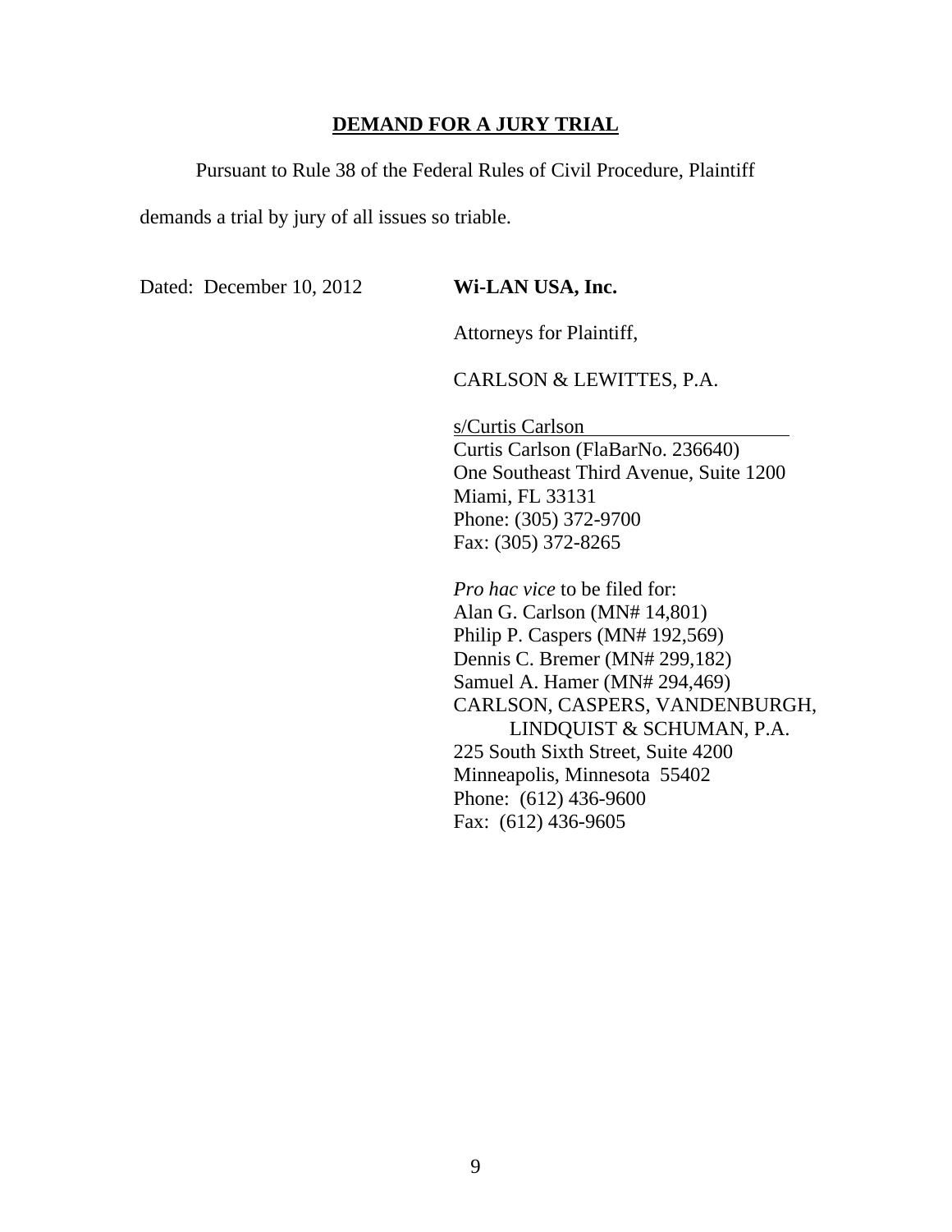**DEMAND FOR A JURY TRIAL**

Pursuant to Rule 38 of the Federal Rules of Civil Procedure, Plaintiff demands a trial by jury of all issues so triable.

Dated: December 10, 2012

**Wi-LAN USA, Inc.**

Attorneys for Plaintiff,

CARLSON & LEWITTES, P.A.

s/Curtis Carlson
Curtis Carlson (FlaBarNo. 236640)
One Southeast Third Avenue, Suite 1200
Miami, FL 33131
Phone: (305) 372-9700
Fax: (305) 372-8265

*Pro hac vice* to be filed for:
Alan G. Carlson (MN# 14,801)
Philip P. Caspers (MN# 192,569)
Dennis C. Bremer (MN# 299,182)
Samuel A. Hamer (MN# 294,469)
CARLSON, CASPERS, VANDENBURGH, LINDQUIST & SCHUMAN, P.A.
225 South Sixth Street, Suite 4200
Minneapolis, Minnesota 55402
Phone: (612) 436-9600
Fax: (612) 436-9605